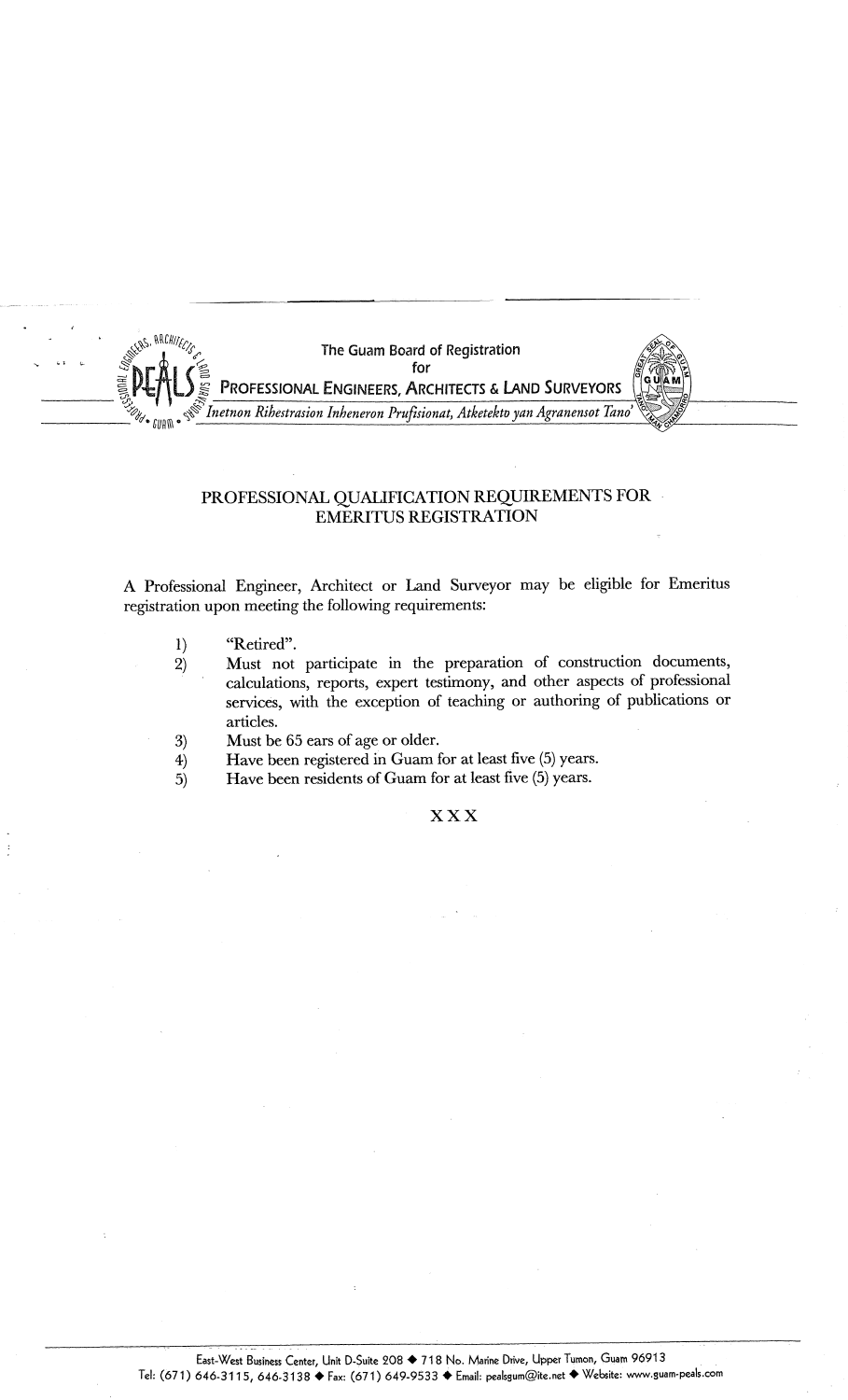The Guam Board of Registration
for
PROFESSIONAL ENGINEERS, ARCHITECTS & LAND SURVEYORS
*Inetnon Ribestrasion Inheneron Prufisionat, Atketekto yan Agranensot Tano'*

## PROFESSIONAL QUALIFICATION REQUIREMENTS FOR EMERITUS REGISTRATION

A Professional Engineer, Architect or Land Surveyor may be eligible for Emeritus registration upon meeting the following requirements:

1) "Retired".
2) Must not participate in the preparation of construction documents, calculations, reports, expert testimony, and other aspects of professional services, with the exception of teaching or authoring of publications or articles.
3) Must be 65 ears of age or older.
4) Have been registered in Guam for at least five (5) years.
5) Have been residents of Guam for at least five (5) years.

XXX

East-West Business Center, Unit D-Suite 208 ◆ 718 No. Marine Drive, Upper Tumon, Guam 96913
Tel: (671) 646-3115, 646-3138 ◆ Fax: (671) 649-9533 ◆ Email: pealsgum@ite.net ◆ Website: www.guam-peals.com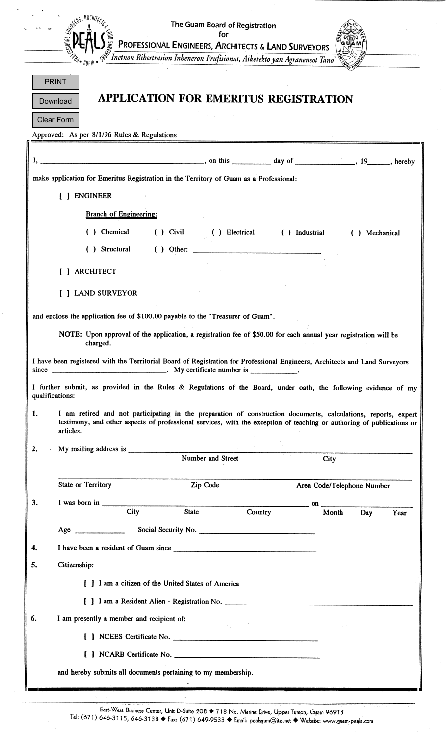The Guam Board of Registration
for
PROFESSIONAL ENGINEERS, ARCHITECTS & LAND SURVEYORS
*Inetnon Rihestrasion Inheneron Prufisionat, Atketekto yan Agranensot Tano'*

PRINT

Download

Clear Form

# APPLICATION FOR EMERITUS REGISTRATION

Approved: As per 8/1/96 Rules & Regulations

I, ________________________________, on this __________ day of ______________, 19______, hereby make application for Emeritus Registration in the Territory of Guam as a Professional:

[ ] ENGINEER

Branch of Engineering:

( ) Chemical ( ) Civil ( ) Electrical ( ) Industrial ( ) Mechanical

( ) Structural ( ) Other: ______________________________

[ ] ARCHITECT

[ ] LAND SURVEYOR

and enclose the application fee of $100.00 payable to the "Treasurer of Guam".

**NOTE:** Upon approval of the application, a registration fee of $50.00 for each annual year registration will be charged.

I have been registered with the Territorial Board of Registration for Professional Engineers, Architects and Land Surveyors since ______________________________. My certificate number is ____________.

I further submit, as provided in the Rules & Regulations of the Board, under oath, the following evidence of my qualifications:

1. I am retired and not participating in the preparation of construction documents, calculations, reports, expert testimony, and other aspects of professional services, with the exception of teaching or authoring of publications or articles.

2. My mailing address is ____________________________________________
   Number and Street City
   ____________________________________________
   State or Territory Zip Code Area Code/Telephone Number

3. I was born in ______________________________ on ______________
   City State Country Month Day Year

   Age ____________ Social Security No. ______________________________

4. I have been a resident of Guam since ______________________________

5. Citizenship:

   [ ] I am a citizen of the United States of America

   [ ] I am a Resident Alien - Registration No. ______________________________

6. I am presently a member and recipient of:

   [ ] NCEES Certificate No. ______________________________

   [ ] NCARB Certificate No. ______________________________

   and hereby submits all documents pertaining to my membership.

East-West Business Center, Unit D-Suite 208 ◆ 718 No. Marine Drive, Upper Tumon, Guam 96913
Tel: (671) 646-3115, 646-3138 ◆ Fax: (671) 649-9533 ◆ Email: pealsgum@ite.net ◆ Website: www.guam-peals.com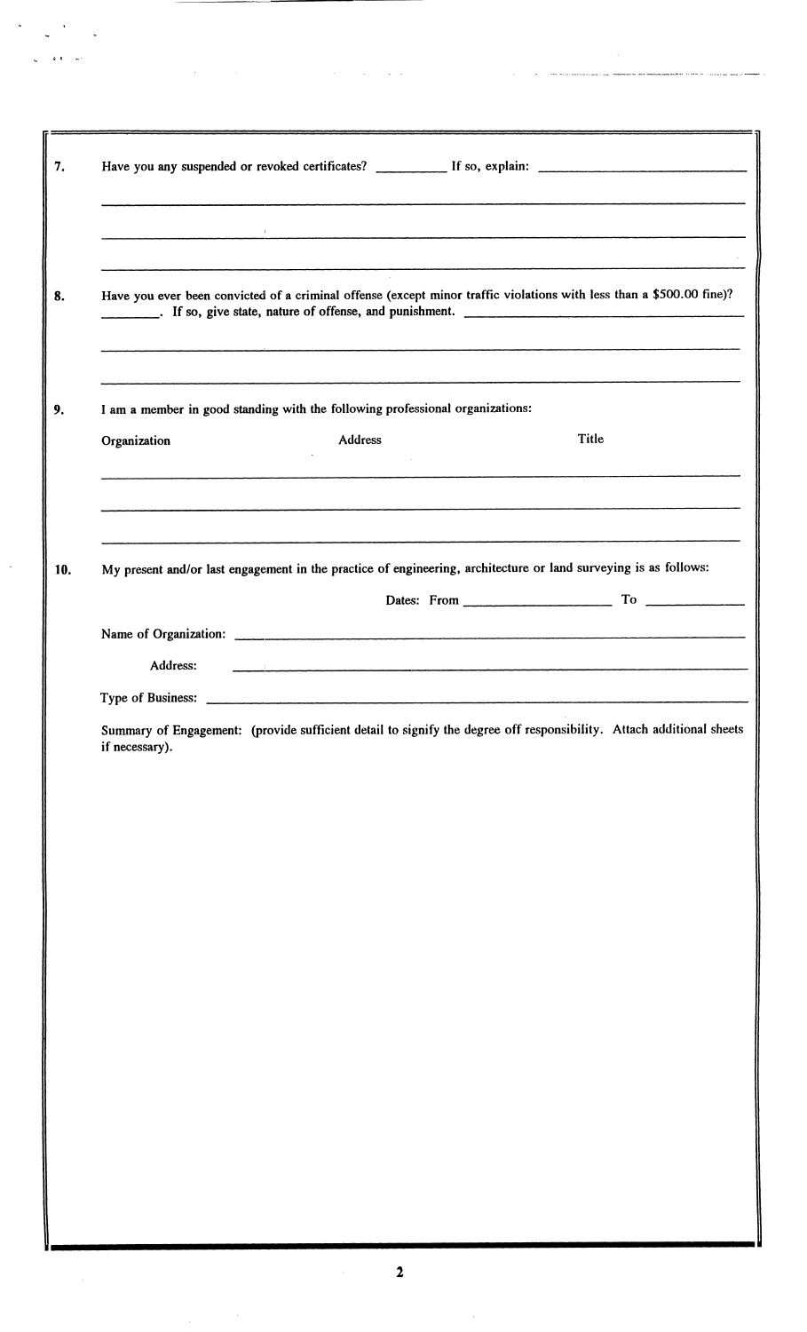7. Have you any suspended or revoked certificates? __________ If so, explain: ______________________________

_____________________________________________________________________________________

_____________________________________________________________________________________

_____________________________________________________________________________________

8. Have you ever been convicted of a criminal offense (except minor traffic violations with less than a $500.00 fine)? ________. If so, give state, nature of offense, and punishment. ______________________________________

_____________________________________________________________________________________

_____________________________________________________________________________________

9. I am a member in good standing with the following professional organizations:

| Organization | Address | Title |
| --- | --- | --- |
| | | |
| | | |
| | | |

10. My present and/or last engagement in the practice of engineering, architecture or land surveying is as follows:

Dates: From ____________________ To ______________

Name of Organization: _______________________________________________________________

Address: ___________________________________________________________________________

Type of Business: ____________________________________________________________________

Summary of Engagement: (provide sufficient detail to signify the degree off responsibility. Attach additional sheets if necessary).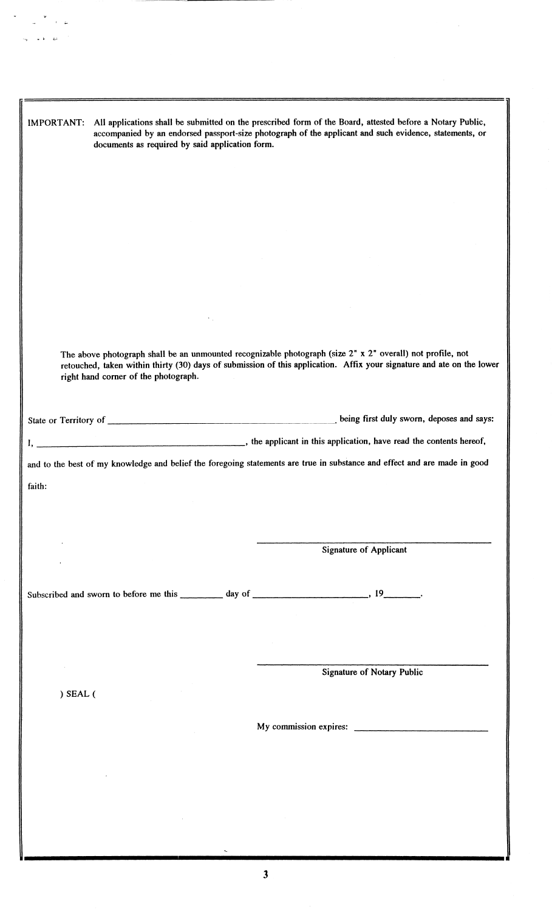IMPORTANT: All applications shall be submitted on the prescribed form of the Board, attested before a Notary Public, accompanied by an endorsed passport-size photograph of the applicant and such evidence, statements, or documents as required by said application form.

The above photograph shall be an unmounted recognizable photograph (size 2" x 2" overall) not profile, not retouched, taken within thirty (30) days of submission of this application. Affix your signature and ate on the lower right hand corner of the photograph.

State or Territory of \_\_\_\_\_\_\_\_\_\_\_\_\_\_\_\_\_\_\_\_\_\_\_\_\_\_\_\_\_\_\_\_\_\_\_\_\_\_\_\_\_\_. being first duly sworn, deposes and says:

I, \_\_\_\_\_\_\_\_\_\_\_\_\_\_\_\_\_\_\_\_\_\_\_\_\_\_\_\_\_\_\_\_\_\_\_\_, the applicant in this application, have read the contents hereof, and to the best of my knowledge and belief the foregoing statements are true in substance and effect and are made in good faith:

\_\_\_\_\_\_\_\_\_\_\_\_\_\_\_\_\_\_\_\_\_\_\_\_\_\_\_\_\_\_\_\_\_\_\_\_
Signature of Applicant

Subscribed and sworn to before me this \_\_\_\_\_\_\_\_ day of \_\_\_\_\_\_\_\_\_\_\_\_\_\_\_\_\_\_\_\_, 19\_\_\_\_\_\_\_.

\_\_\_\_\_\_\_\_\_\_\_\_\_\_\_\_\_\_\_\_\_\_\_\_\_\_\_\_\_\_\_\_\_\_\_\_
Signature of Notary Public

) SEAL (

My commission expires: \_\_\_\_\_\_\_\_\_\_\_\_\_\_\_\_\_\_\_\_\_\_\_\_